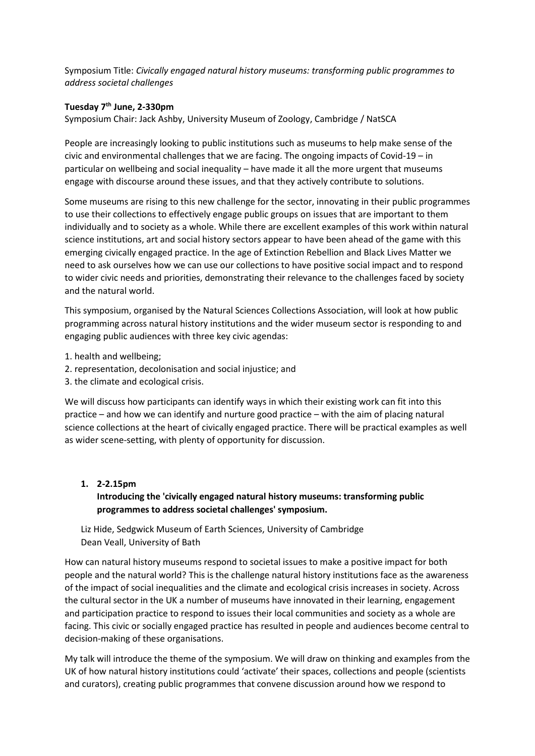Symposium Title: *Civically engaged natural history museums: transforming public programmes to address societal challenges*

**Tuesday 7th June, 2-330pm**

Symposium Chair: Jack Ashby, University Museum of Zoology, Cambridge / NatSCA

People are increasingly looking to public institutions such as museums to help make sense of the civic and environmental challenges that we are facing. The ongoing impacts of Covid-19 – in particular on wellbeing and social inequality – have made it all the more urgent that museums engage with discourse around these issues, and that they actively contribute to solutions.

Some museums are rising to this new challenge for the sector, innovating in their public programmes to use their collections to effectively engage public groups on issues that are important to them individually and to society as a whole. While there are excellent examples of this work within natural science institutions, art and social history sectors appear to have been ahead of the game with this emerging civically engaged practice. In the age of Extinction Rebellion and Black Lives Matter we need to ask ourselves how we can use our collections to have positive social impact and to respond to wider civic needs and priorities, demonstrating their relevance to the challenges faced by society and the natural world.

This symposium, organised by the Natural Sciences Collections Association, will look at how public programming across natural history institutions and the wider museum sector is responding to and engaging public audiences with three key civic agendas:

1. health and wellbeing;
2. representation, decolonisation and social injustice; and
3. the climate and ecological crisis.

We will discuss how participants can identify ways in which their existing work can fit into this practice – and how we can identify and nurture good practice – with the aim of placing natural science collections at the heart of civically engaged practice. There will be practical examples as well as wider scene-setting, with plenty of opportunity for discussion.

1. **2-2.15pm**
   **Introducing the 'civically engaged natural history museums: transforming public programmes to address societal challenges' symposium.**

   Liz Hide, Sedgwick Museum of Earth Sciences, University of Cambridge
   Dean Veall, University of Bath

How can natural history museums respond to societal issues to make a positive impact for both people and the natural world? This is the challenge natural history institutions face as the awareness of the impact of social inequalities and the climate and ecological crisis increases in society. Across the cultural sector in the UK a number of museums have innovated in their learning, engagement and participation practice to respond to issues their local communities and society as a whole are facing. This civic or socially engaged practice has resulted in people and audiences become central to decision-making of these organisations.

My talk will introduce the theme of the symposium. We will draw on thinking and examples from the UK of how natural history institutions could 'activate' their spaces, collections and people (scientists and curators), creating public programmes that convene discussion around how we respond to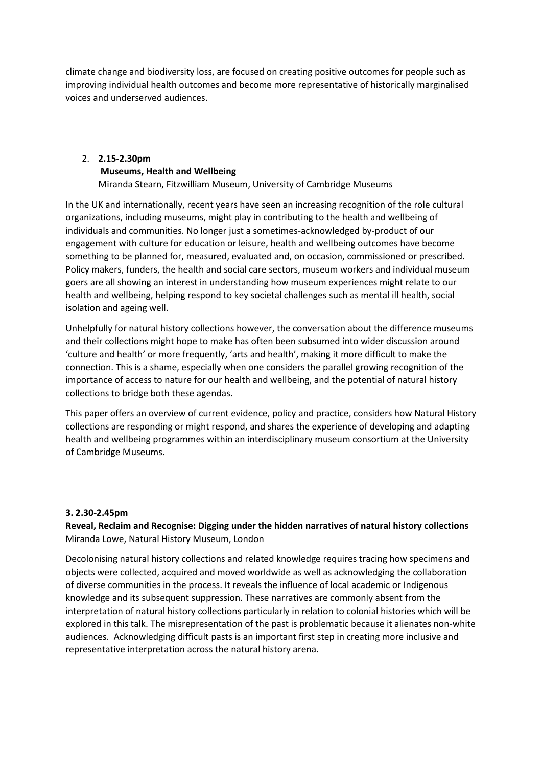climate change and biodiversity loss, are focused on creating positive outcomes for people such as improving individual health outcomes and become more representative of historically marginalised voices and underserved audiences.

2. **2.15-2.30pm**
   **Museums, Health and Wellbeing**
   Miranda Stearn, Fitzwilliam Museum, University of Cambridge Museums

In the UK and internationally, recent years have seen an increasing recognition of the role cultural organizations, including museums, might play in contributing to the health and wellbeing of individuals and communities. No longer just a sometimes-acknowledged by-product of our engagement with culture for education or leisure, health and wellbeing outcomes have become something to be planned for, measured, evaluated and, on occasion, commissioned or prescribed. Policy makers, funders, the health and social care sectors, museum workers and individual museum goers are all showing an interest in understanding how museum experiences might relate to our health and wellbeing, helping respond to key societal challenges such as mental ill health, social isolation and ageing well.

Unhelpfully for natural history collections however, the conversation about the difference museums and their collections might hope to make has often been subsumed into wider discussion around 'culture and health' or more frequently, 'arts and health', making it more difficult to make the connection. This is a shame, especially when one considers the parallel growing recognition of the importance of access to nature for our health and wellbeing, and the potential of natural history collections to bridge both these agendas.

This paper offers an overview of current evidence, policy and practice, considers how Natural History collections are responding or might respond, and shares the experience of developing and adapting health and wellbeing programmes within an interdisciplinary museum consortium at the University of Cambridge Museums.

**3. 2.30-2.45pm**

**Reveal, Reclaim and Recognise: Digging under the hidden narratives of natural history collections**
Miranda Lowe, Natural History Museum, London

Decolonising natural history collections and related knowledge requires tracing how specimens and objects were collected, acquired and moved worldwide as well as acknowledging the collaboration of diverse communities in the process. It reveals the influence of local academic or Indigenous knowledge and its subsequent suppression. These narratives are commonly absent from the interpretation of natural history collections particularly in relation to colonial histories which will be explored in this talk. The misrepresentation of the past is problematic because it alienates non-white audiences. Acknowledging difficult pasts is an important first step in creating more inclusive and representative interpretation across the natural history arena.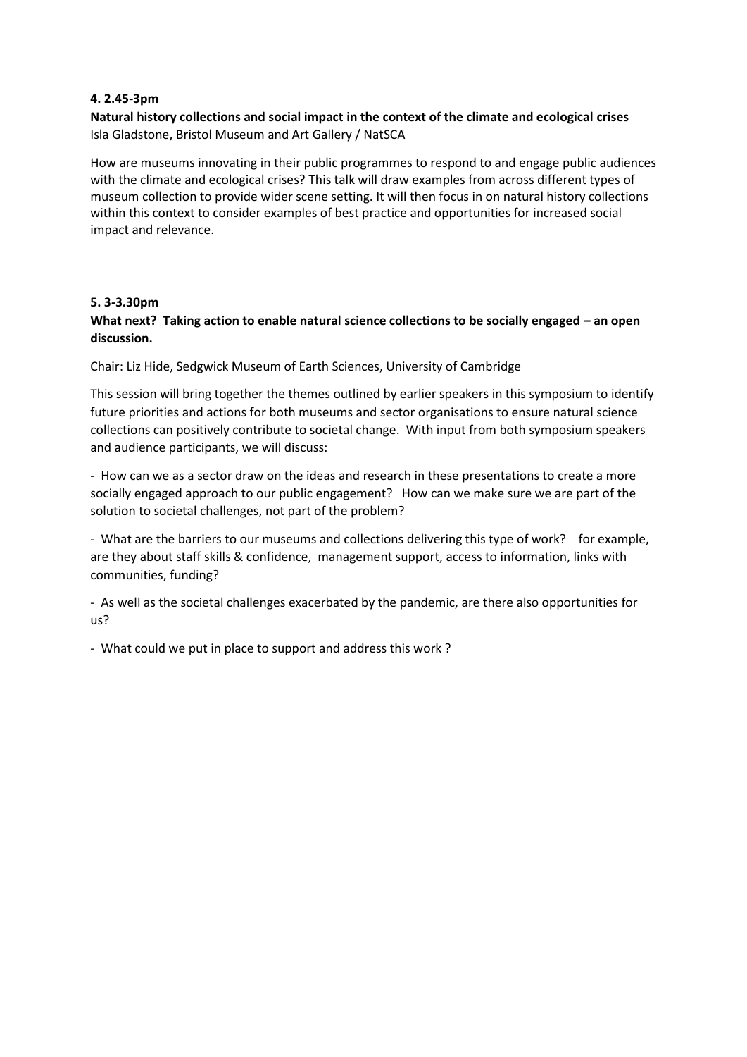**4. 2.45-3pm**

**Natural history collections and social impact in the context of the climate and ecological crises**
Isla Gladstone, Bristol Museum and Art Gallery / NatSCA

How are museums innovating in their public programmes to respond to and engage public audiences with the climate and ecological crises? This talk will draw examples from across different types of museum collection to provide wider scene setting. It will then focus in on natural history collections within this context to consider examples of best practice and opportunities for increased social impact and relevance.

**5. 3-3.30pm**

**What next? Taking action to enable natural science collections to be socially engaged – an open discussion.**

Chair: Liz Hide, Sedgwick Museum of Earth Sciences, University of Cambridge

This session will bring together the themes outlined by earlier speakers in this symposium to identify future priorities and actions for both museums and sector organisations to ensure natural science collections can positively contribute to societal change. With input from both symposium speakers and audience participants, we will discuss:

- How can we as a sector draw on the ideas and research in these presentations to create a more socially engaged approach to our public engagement? How can we make sure we are part of the solution to societal challenges, not part of the problem?

- What are the barriers to our museums and collections delivering this type of work? for example, are they about staff skills & confidence, management support, access to information, links with communities, funding?

- As well as the societal challenges exacerbated by the pandemic, are there also opportunities for us?

- What could we put in place to support and address this work ?